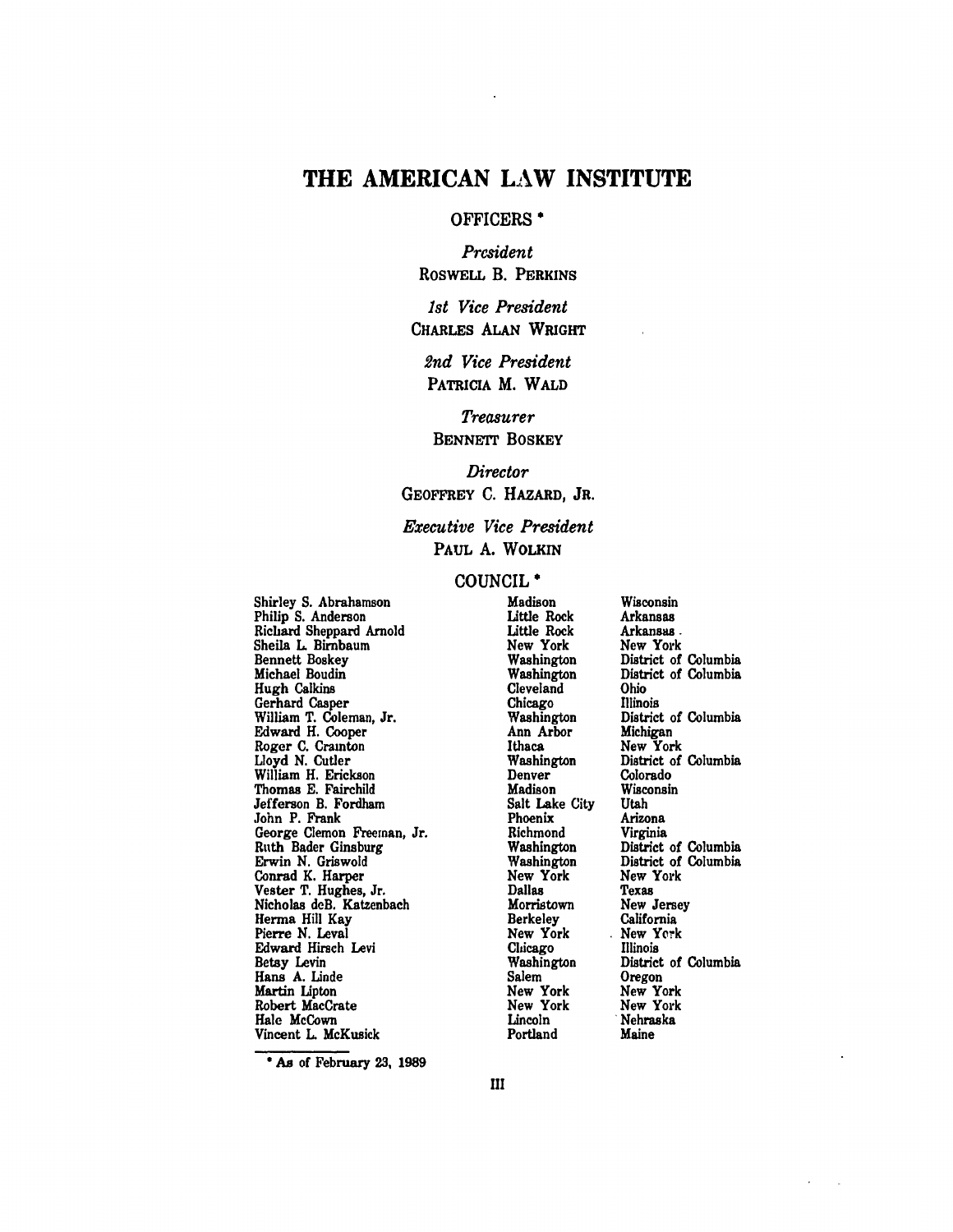# THE AMERICAN LAW INSTITUTE

## OFFICERS *

*President*
ROSWELL B. PERKINS

*1st Vice President*
CHARLES ALAN WRIGHT

*2nd Vice President*
PATRICIA M. WALD

*Treasurer*
BENNETT BOSKEY

*Director*
GEOFFREY C. HAZARD, JR.

*Executive Vice President*
PAUL A. WOLKIN

## COUNCIL *

| | | |
|---|---|---|
| Shirley S. Abrahamson | Madison | Wisconsin |
| Philip S. Anderson | Little Rock | Arkansas |
| Richard Sheppard Arnold | Little Rock | Arkansas |
| Sheila L. Birnbaum | New York | New York |
| Bennett Boskey | Washington | District of Columbia |
| Michael Boudin | Washington | District of Columbia |
| Hugh Calkins | Cleveland | Ohio |
| Gerhard Casper | Chicago | Illinois |
| William T. Coleman, Jr. | Washington | District of Columbia |
| Edward H. Cooper | Ann Arbor | Michigan |
| Roger C. Cramton | Ithaca | New York |
| Lloyd N. Cutler | Washington | District of Columbia |
| William H. Erickson | Denver | Colorado |
| Thomas E. Fairchild | Madison | Wisconsin |
| Jefferson B. Fordham | Salt Lake City | Utah |
| John P. Frank | Phoenix | Arizona |
| George Clemon Freeman, Jr. | Richmond | Virginia |
| Ruth Bader Ginsburg | Washington | District of Columbia |
| Erwin N. Griswold | Washington | District of Columbia |
| Conrad K. Harper | New York | New York |
| Vester T. Hughes, Jr. | Dallas | Texas |
| Nicholas deB. Katzenbach | Morristown | New Jersey |
| Herma Hill Kay | Berkeley | California |
| Pierre N. Leval | New York | New York |
| Edward Hirsch Levi | Chicago | Illinois |
| Betsy Levin | Washington | District of Columbia |
| Hans A. Linde | Salem | Oregon |
| Martin Lipton | New York | New York |
| Robert MacCrate | New York | New York |
| Hale McCown | Lincoln | Nebraska |
| Vincent L. McKusick | Portland | Maine |

* As of February 23, 1989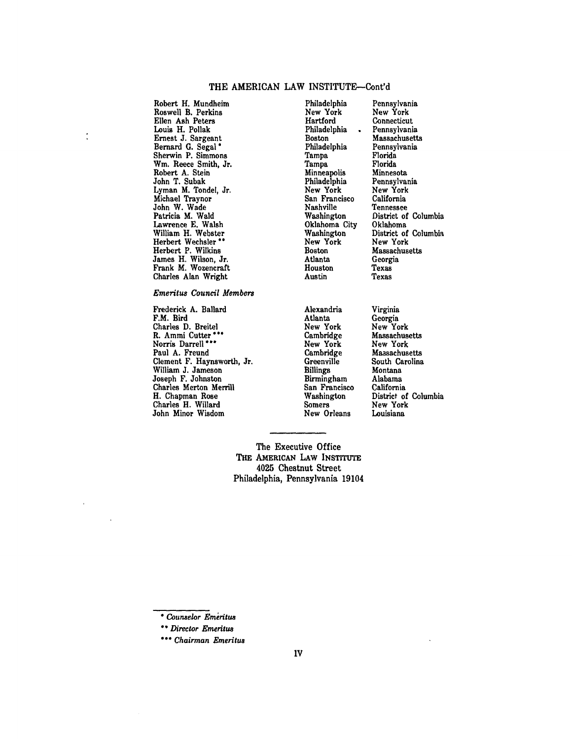THE AMERICAN LAW INSTITUTE—Cont'd

| | | |
|---|---|---|
| Robert H. Mundheim | Philadelphia | Pennsylvania |
| Roswell B. Perkins | New York | New York |
| Ellen Ash Peters | Hartford | Connecticut |
| Louis H. Pollak | Philadelphia | Pennsylvania |
| Ernest J. Sargeant | Boston | Massachusetts |
| Bernard G. Segal * | Philadelphia | Pennsylvania |
| Sherwin P. Simmons | Tampa | Florida |
| Wm. Reece Smith, Jr. | Tampa | Florida |
| Robert A. Stein | Minneapolis | Minnesota |
| John T. Subak | Philadelphia | Pennsylvania |
| Lyman M. Tondel, Jr. | New York | New York |
| Michael Traynor | San Francisco | California |
| John W. Wade | Nashville | Tennessee |
| Patricia M. Wald | Washington | District of Columbia |
| Lawrence E. Walsh | Oklahoma City | Oklahoma |
| William H. Webster | Washington | District of Columbia |
| Herbert Wechsler ** | New York | New York |
| Herbert P. Wilkins | Boston | Massachusetts |
| James H. Wilson, Jr. | Atlanta | Georgia |
| Frank M. Wozencraft | Houston | Texas |
| Charles Alan Wright | Austin | Texas |

*Emeritus Council Members*

| | | |
|---|---|---|
| Frederick A. Ballard | Alexandria | Virginia |
| F.M. Bird | Atlanta | Georgia |
| Charles D. Breitel | New York | New York |
| R. Ammi Cutter *** | Cambridge | Massachusetts |
| Norris Darrell *** | New York | New York |
| Paul A. Freund | Cambridge | Massachusetts |
| Clement F. Haynsworth, Jr. | Greenville | South Carolina |
| William J. Jameson | Billings | Montana |
| Joseph F. Johnston | Birmingham | Alabama |
| Charles Merton Merrill | San Francisco | California |
| H. Chapman Rose | Washington | District of Columbia |
| Charles H. Willard | Somers | New York |
| John Minor Wisdom | New Orleans | Louisiana |

---

The Executive Office
THE AMERICAN LAW INSTITUTE
4025 Chestnut Street
Philadelphia, Pennsylvania 19104

---

\* *Counselor Emeritus*

\** *Director Emeritus*

\*** *Chairman Emeritus*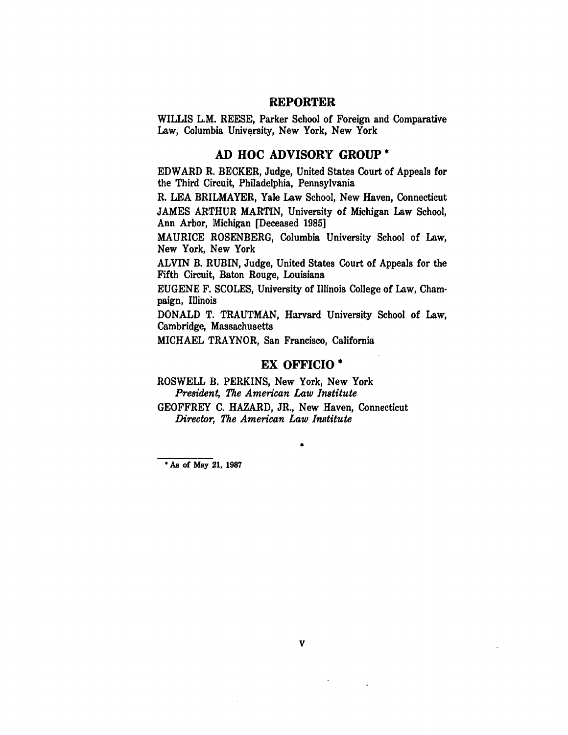## REPORTER

WILLIS L.M. REESE, Parker School of Foreign and Comparative Law, Columbia University, New York, New York

## AD HOC ADVISORY GROUP *

EDWARD R. BECKER, Judge, United States Court of Appeals for the Third Circuit, Philadelphia, Pennsylvania

R. LEA BRILMAYER, Yale Law School, New Haven, Connecticut

JAMES ARTHUR MARTIN, University of Michigan Law School, Ann Arbor, Michigan [Deceased 1985]

MAURICE ROSENBERG, Columbia University School of Law, New York, New York

ALVIN B. RUBIN, Judge, United States Court of Appeals for the Fifth Circuit, Baton Rouge, Louisiana

EUGENE F. SCOLES, University of Illinois College of Law, Champaign, Illinois

DONALD T. TRAUTMAN, Harvard University School of Law, Cambridge, Massachusetts

MICHAEL TRAYNOR, San Francisco, California

## EX OFFICIO *

ROSWELL B. PERKINS, New York, New York
*President, The American Law Institute*

GEOFFREY C. HAZARD, JR., New Haven, Connecticut
*Director, The American Law Institute*

* As of May 21, 1987